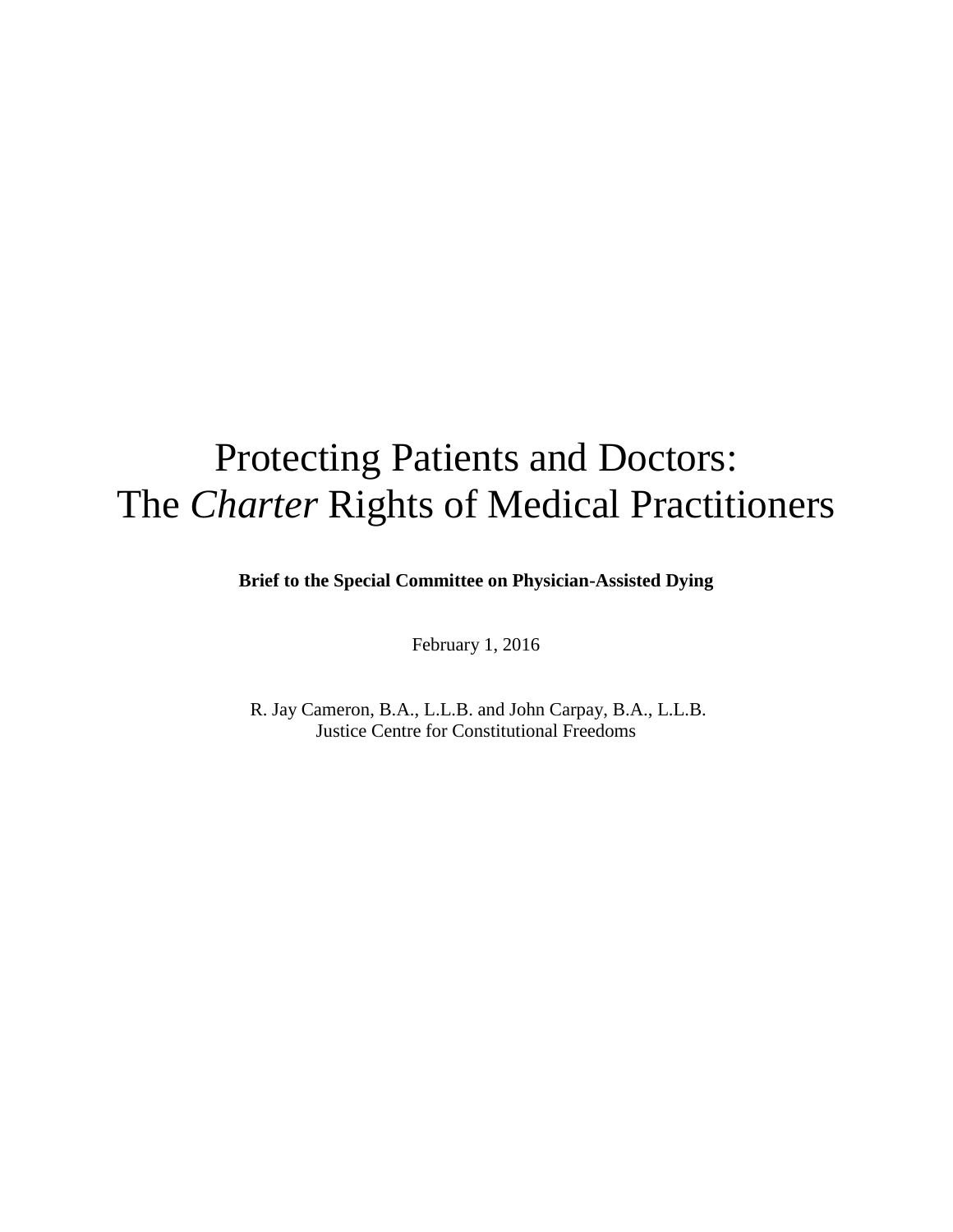# Protecting Patients and Doctors: The *Charter* Rights of Medical Practitioners

**Brief to the Special Committee on Physician-Assisted Dying**

February 1, 2016

R. Jay Cameron, B.A., L.L.B. and John Carpay, B.A., L.L.B.
Justice Centre for Constitutional Freedoms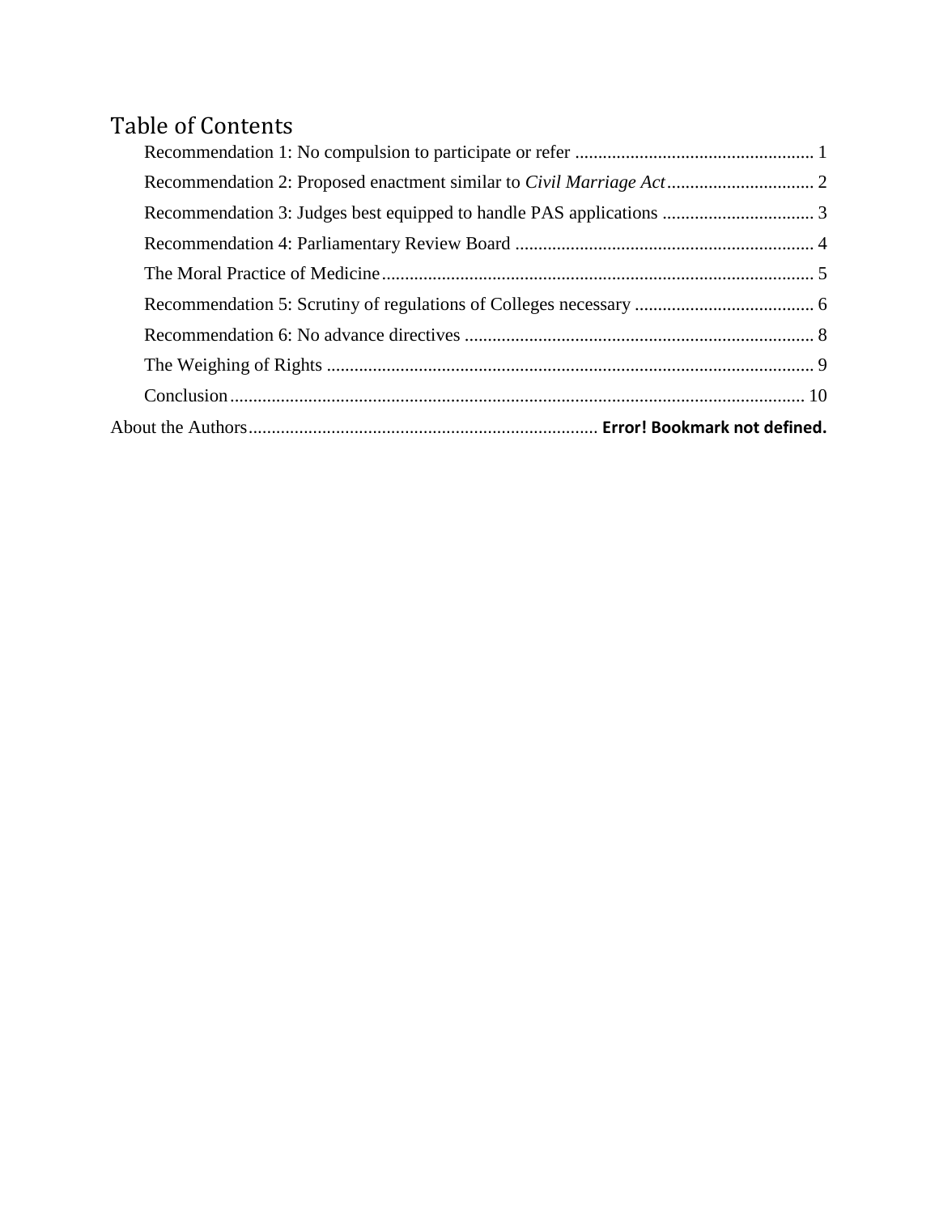# Table of Contents

Recommendation 1: No compulsion to participate or refer .................................................... 1

Recommendation 2: Proposed enactment similar to *Civil Marriage Act* ................................ 2

Recommendation 3: Judges best equipped to handle PAS applications ................................. 3

Recommendation 4: Parliamentary Review Board ................................................................. 4

The Moral Practice of Medicine ............................................................................................. 5

Recommendation 5: Scrutiny of regulations of Colleges necessary ....................................... 6

Recommendation 6: No advance directives ............................................................................ 8

The Weighing of Rights .......................................................................................................... 9

Conclusion ............................................................................................................................ 10

About the Authors ........................................................................... **Error! Bookmark not defined.**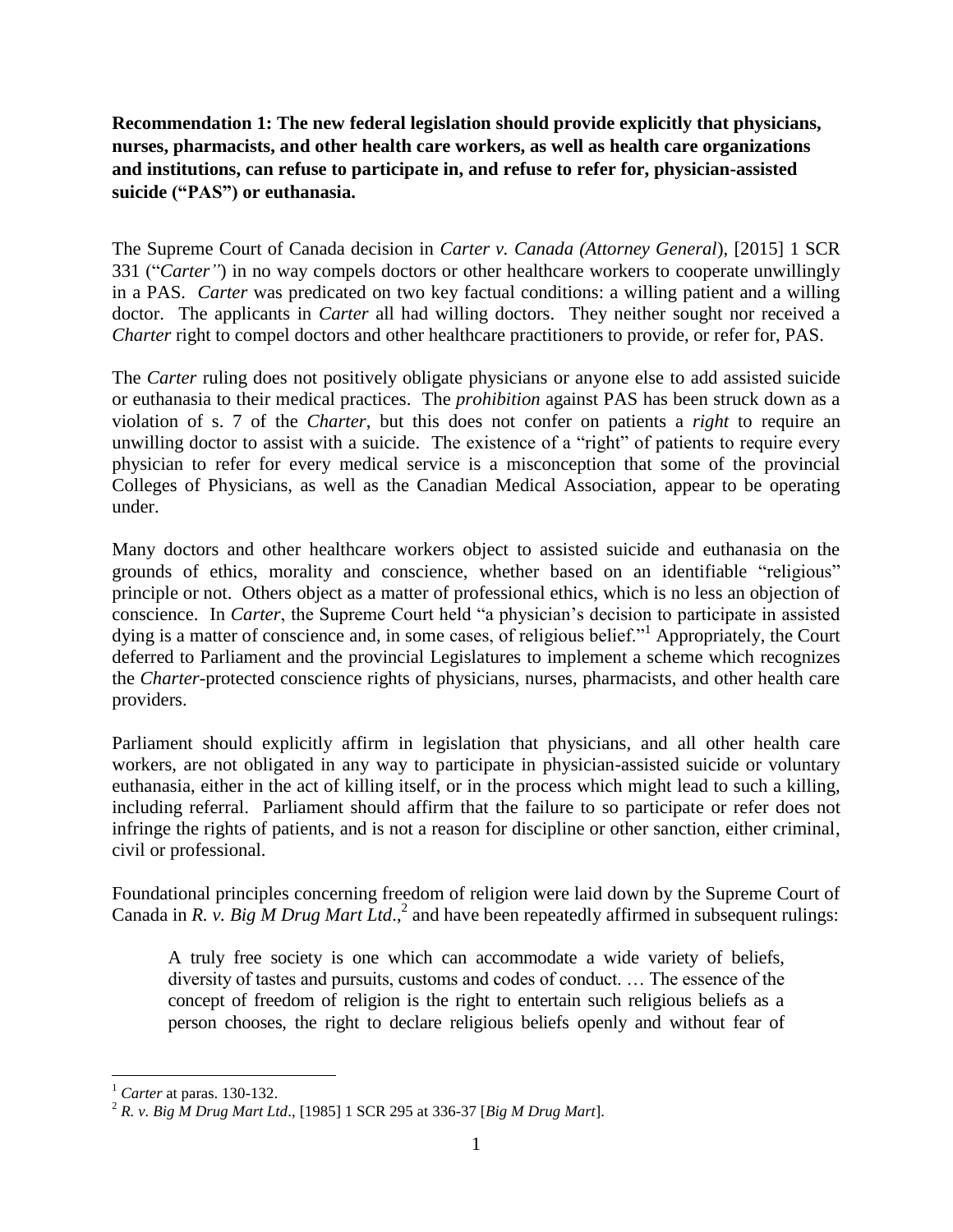**Recommendation 1: The new federal legislation should provide explicitly that physicians, nurses, pharmacists, and other health care workers, as well as health care organizations and institutions, can refuse to participate in, and refuse to refer for, physician-assisted suicide ("PAS") or euthanasia.**

The Supreme Court of Canada decision in *Carter v. Canada (Attorney General*), [2015] 1 SCR 331 ("*Carter"*) in no way compels doctors or other healthcare workers to cooperate unwillingly in a PAS. *Carter* was predicated on two key factual conditions: a willing patient and a willing doctor. The applicants in *Carter* all had willing doctors. They neither sought nor received a *Charter* right to compel doctors and other healthcare practitioners to provide, or refer for, PAS.

The *Carter* ruling does not positively obligate physicians or anyone else to add assisted suicide or euthanasia to their medical practices. The *prohibition* against PAS has been struck down as a violation of s. 7 of the *Charter*, but this does not confer on patients a *right* to require an unwilling doctor to assist with a suicide. The existence of a "right" of patients to require every physician to refer for every medical service is a misconception that some of the provincial Colleges of Physicians, as well as the Canadian Medical Association, appear to be operating under.

Many doctors and other healthcare workers object to assisted suicide and euthanasia on the grounds of ethics, morality and conscience, whether based on an identifiable "religious" principle or not. Others object as a matter of professional ethics, which is no less an objection of conscience. In *Carter*, the Supreme Court held "a physician's decision to participate in assisted dying is a matter of conscience and, in some cases, of religious belief."[1] Appropriately, the Court deferred to Parliament and the provincial Legislatures to implement a scheme which recognizes the *Charter*-protected conscience rights of physicians, nurses, pharmacists, and other health care providers.

Parliament should explicitly affirm in legislation that physicians, and all other health care workers, are not obligated in any way to participate in physician-assisted suicide or voluntary euthanasia, either in the act of killing itself, or in the process which might lead to such a killing, including referral. Parliament should affirm that the failure to so participate or refer does not infringe the rights of patients, and is not a reason for discipline or other sanction, either criminal, civil or professional.

Foundational principles concerning freedom of religion were laid down by the Supreme Court of Canada in *R. v. Big M Drug Mart Ltd*.,[2] and have been repeatedly affirmed in subsequent rulings:

> A truly free society is one which can accommodate a wide variety of beliefs, diversity of tastes and pursuits, customs and codes of conduct. … The essence of the concept of freedom of religion is the right to entertain such religious beliefs as a person chooses, the right to declare religious beliefs openly and without fear of

[1] *Carter* at paras. 130-132.

[2] *R. v. Big M Drug Mart Ltd*., [1985] 1 SCR 295 at 336-37 [*Big M Drug Mart*].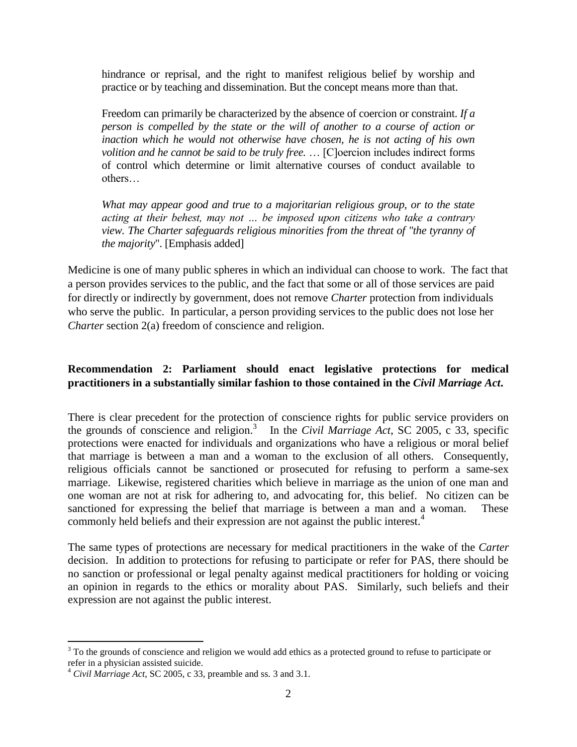> hindrance or reprisal, and the right to manifest religious belief by worship and practice or by teaching and dissemination. But the concept means more than that.
>
> Freedom can primarily be characterized by the absence of coercion or constraint. *If a person is compelled by the state or the will of another to a course of action or inaction which he would not otherwise have chosen, he is not acting of his own volition and he cannot be said to be truly free.* … [C]oercion includes indirect forms of control which determine or limit alternative courses of conduct available to others…
>
> *What may appear good and true to a majoritarian religious group, or to the state acting at their behest, may not … be imposed upon citizens who take a contrary view. The Charter safeguards religious minorities from the threat of "the tyranny of the majority*". [Emphasis added]

Medicine is one of many public spheres in which an individual can choose to work. The fact that a person provides services to the public, and the fact that some or all of those services are paid for directly or indirectly by government, does not remove *Charter* protection from individuals who serve the public. In particular, a person providing services to the public does not lose her *Charter* section 2(a) freedom of conscience and religion.

**Recommendation 2: Parliament should enact legislative protections for medical practitioners in a substantially similar fashion to those contained in the *Civil Marriage Act*.**

There is clear precedent for the protection of conscience rights for public service providers on the grounds of conscience and religion.[3] In the *Civil Marriage Act*, SC 2005, c 33, specific protections were enacted for individuals and organizations who have a religious or moral belief that marriage is between a man and a woman to the exclusion of all others. Consequently, religious officials cannot be sanctioned or prosecuted for refusing to perform a same-sex marriage. Likewise, registered charities which believe in marriage as the union of one man and one woman are not at risk for adhering to, and advocating for, this belief. No citizen can be sanctioned for expressing the belief that marriage is between a man and a woman. These commonly held beliefs and their expression are not against the public interest.[4]

The same types of protections are necessary for medical practitioners in the wake of the *Carter* decision. In addition to protections for refusing to participate or refer for PAS, there should be no sanction or professional or legal penalty against medical practitioners for holding or voicing an opinion in regards to the ethics or morality about PAS. Similarly, such beliefs and their expression are not against the public interest.

---

[3] To the grounds of conscience and religion we would add ethics as a protected ground to refuse to participate or refer in a physician assisted suicide.

[4] *Civil Marriage Act*, SC 2005, c 33, preamble and ss. 3 and 3.1.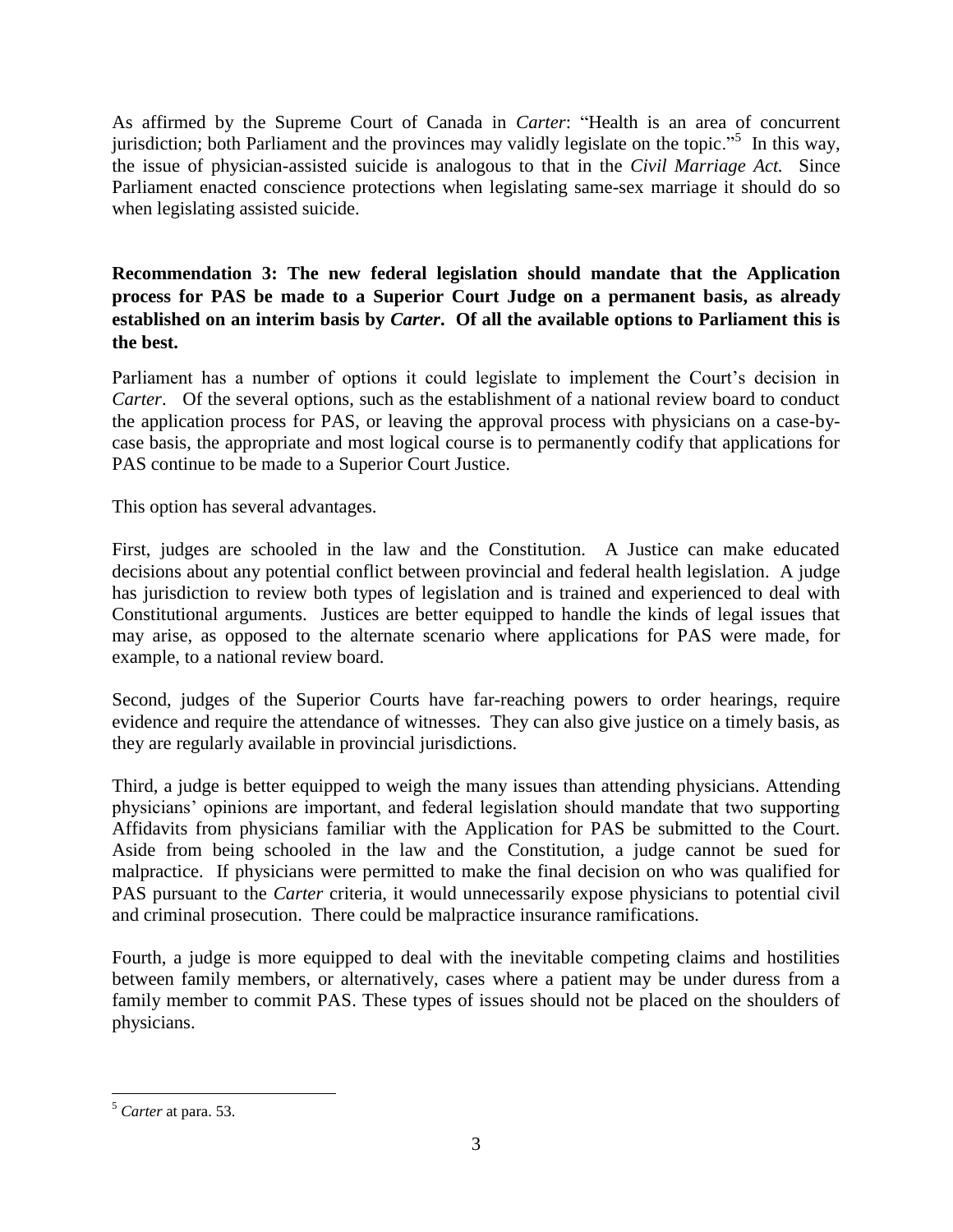As affirmed by the Supreme Court of Canada in *Carter*: "Health is an area of concurrent jurisdiction; both Parliament and the provinces may validly legislate on the topic."[5] In this way, the issue of physician-assisted suicide is analogous to that in the *Civil Marriage Act.* Since Parliament enacted conscience protections when legislating same-sex marriage it should do so when legislating assisted suicide.

**Recommendation 3: The new federal legislation should mandate that the Application process for PAS be made to a Superior Court Judge on a permanent basis, as already established on an interim basis by *Carter*. Of all the available options to Parliament this is the best.**

Parliament has a number of options it could legislate to implement the Court's decision in *Carter*. Of the several options, such as the establishment of a national review board to conduct the application process for PAS, or leaving the approval process with physicians on a case-by-case basis, the appropriate and most logical course is to permanently codify that applications for PAS continue to be made to a Superior Court Justice.

This option has several advantages.

First, judges are schooled in the law and the Constitution. A Justice can make educated decisions about any potential conflict between provincial and federal health legislation. A judge has jurisdiction to review both types of legislation and is trained and experienced to deal with Constitutional arguments. Justices are better equipped to handle the kinds of legal issues that may arise, as opposed to the alternate scenario where applications for PAS were made, for example, to a national review board.

Second, judges of the Superior Courts have far-reaching powers to order hearings, require evidence and require the attendance of witnesses. They can also give justice on a timely basis, as they are regularly available in provincial jurisdictions.

Third, a judge is better equipped to weigh the many issues than attending physicians. Attending physicians' opinions are important, and federal legislation should mandate that two supporting Affidavits from physicians familiar with the Application for PAS be submitted to the Court. Aside from being schooled in the law and the Constitution, a judge cannot be sued for malpractice. If physicians were permitted to make the final decision on who was qualified for PAS pursuant to the *Carter* criteria, it would unnecessarily expose physicians to potential civil and criminal prosecution. There could be malpractice insurance ramifications.

Fourth, a judge is more equipped to deal with the inevitable competing claims and hostilities between family members, or alternatively, cases where a patient may be under duress from a family member to commit PAS. These types of issues should not be placed on the shoulders of physicians.

---

[5] *Carter* at para. 53.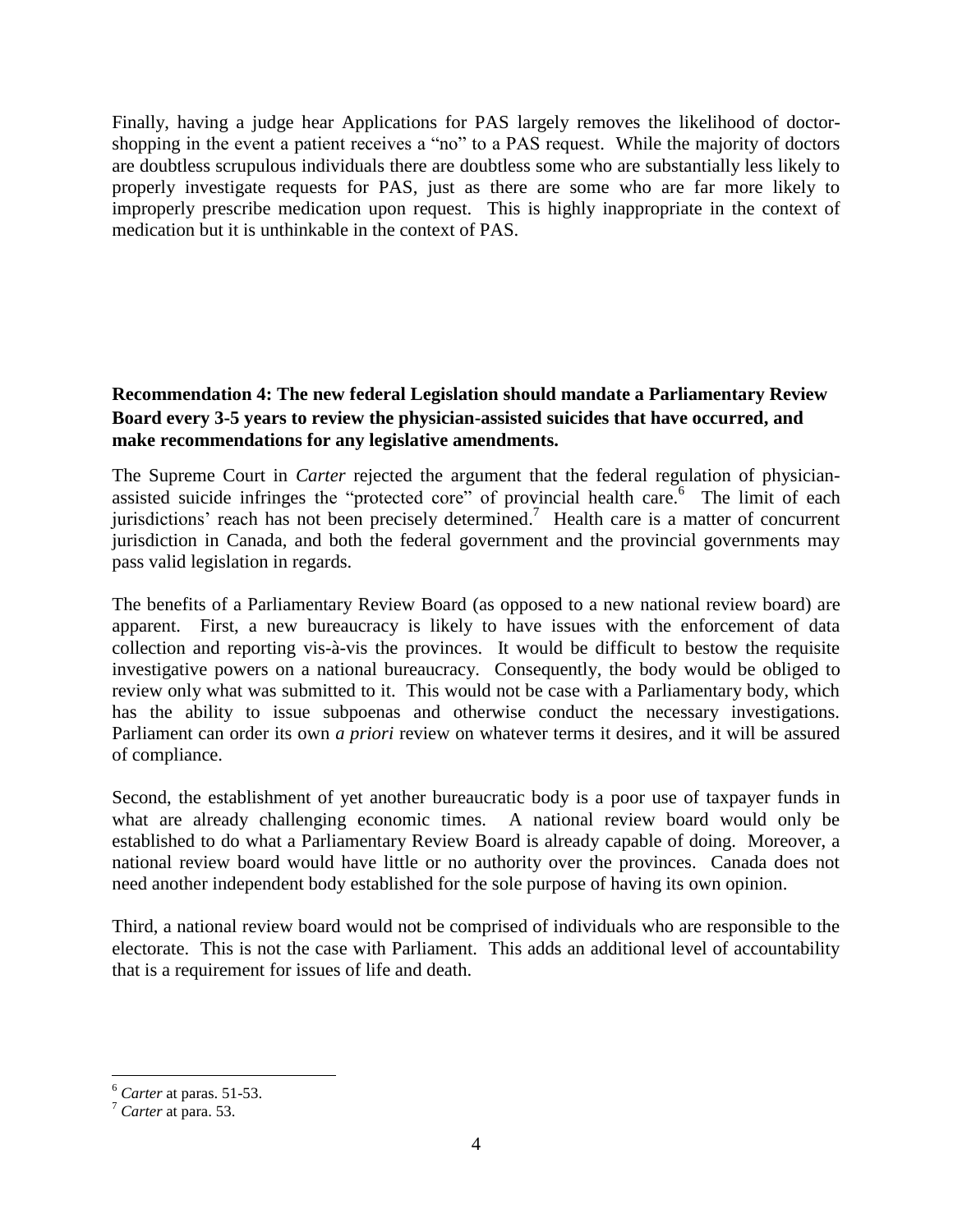Finally, having a judge hear Applications for PAS largely removes the likelihood of doctor-shopping in the event a patient receives a "no" to a PAS request. While the majority of doctors are doubtless scrupulous individuals there are doubtless some who are substantially less likely to properly investigate requests for PAS, just as there are some who are far more likely to improperly prescribe medication upon request. This is highly inappropriate in the context of medication but it is unthinkable in the context of PAS.

**Recommendation 4: The new federal Legislation should mandate a Parliamentary Review Board every 3-5 years to review the physician-assisted suicides that have occurred, and make recommendations for any legislative amendments.**

The Supreme Court in *Carter* rejected the argument that the federal regulation of physician-assisted suicide infringes the "protected core" of provincial health care.[6] The limit of each jurisdictions' reach has not been precisely determined.[7] Health care is a matter of concurrent jurisdiction in Canada, and both the federal government and the provincial governments may pass valid legislation in regards.

The benefits of a Parliamentary Review Board (as opposed to a new national review board) are apparent. First, a new bureaucracy is likely to have issues with the enforcement of data collection and reporting vis-à-vis the provinces. It would be difficult to bestow the requisite investigative powers on a national bureaucracy. Consequently, the body would be obliged to review only what was submitted to it. This would not be case with a Parliamentary body, which has the ability to issue subpoenas and otherwise conduct the necessary investigations. Parliament can order its own *a priori* review on whatever terms it desires, and it will be assured of compliance.

Second, the establishment of yet another bureaucratic body is a poor use of taxpayer funds in what are already challenging economic times. A national review board would only be established to do what a Parliamentary Review Board is already capable of doing. Moreover, a national review board would have little or no authority over the provinces. Canada does not need another independent body established for the sole purpose of having its own opinion.

Third, a national review board would not be comprised of individuals who are responsible to the electorate. This is not the case with Parliament. This adds an additional level of accountability that is a requirement for issues of life and death.

---

[6] *Carter* at paras. 51-53.

[7] *Carter* at para. 53.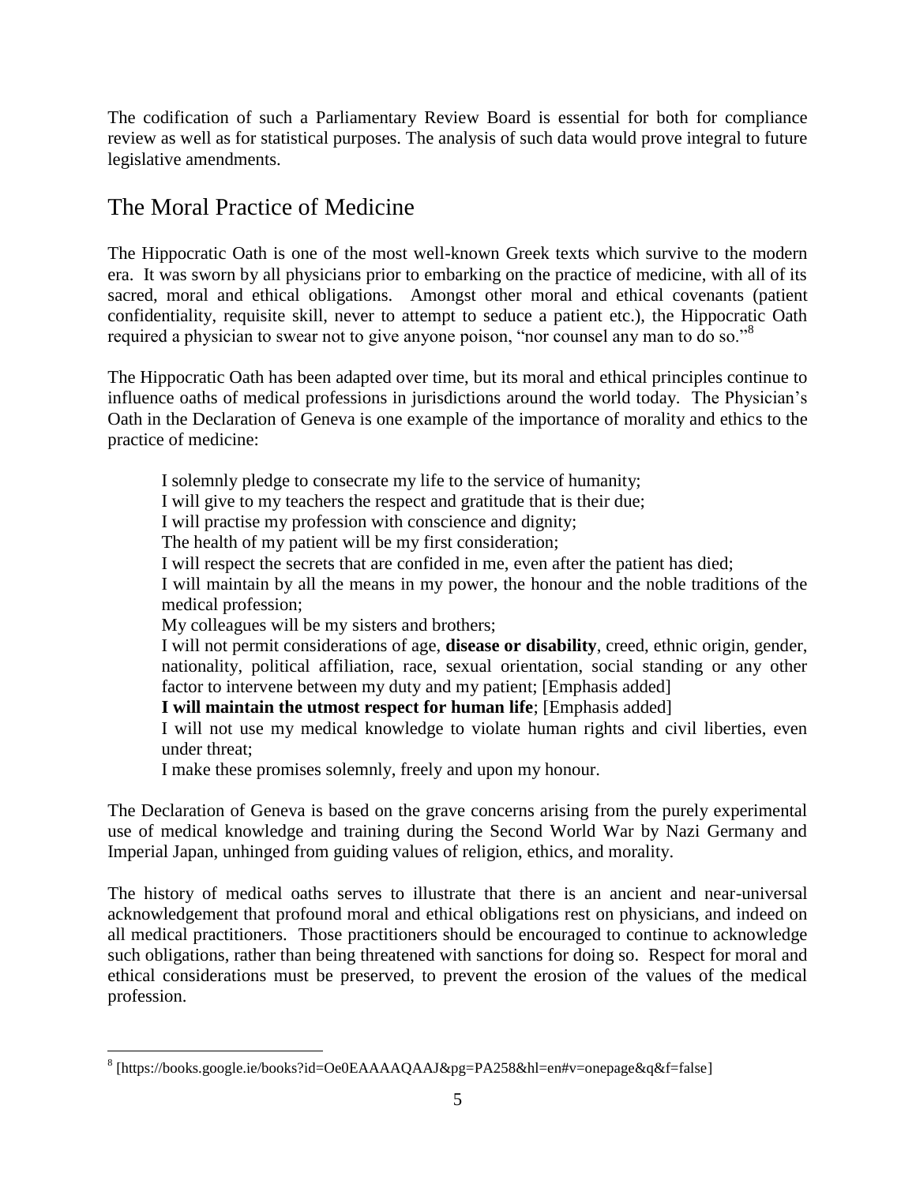The codification of such a Parliamentary Review Board is essential for both for compliance review as well as for statistical purposes. The analysis of such data would prove integral to future legislative amendments.

## The Moral Practice of Medicine

The Hippocratic Oath is one of the most well-known Greek texts which survive to the modern era. It was sworn by all physicians prior to embarking on the practice of medicine, with all of its sacred, moral and ethical obligations. Amongst other moral and ethical covenants (patient confidentiality, requisite skill, never to attempt to seduce a patient etc.), the Hippocratic Oath required a physician to swear not to give anyone poison, "nor counsel any man to do so."[8]

The Hippocratic Oath has been adapted over time, but its moral and ethical principles continue to influence oaths of medical professions in jurisdictions around the world today. The Physician's Oath in the Declaration of Geneva is one example of the importance of morality and ethics to the practice of medicine:

> I solemnly pledge to consecrate my life to the service of humanity;
> I will give to my teachers the respect and gratitude that is their due;
> I will practise my profession with conscience and dignity;
> The health of my patient will be my first consideration;
> I will respect the secrets that are confided in me, even after the patient has died;
> I will maintain by all the means in my power, the honour and the noble traditions of the medical profession;
> My colleagues will be my sisters and brothers;
> I will not permit considerations of age, **disease or disability**, creed, ethnic origin, gender, nationality, political affiliation, race, sexual orientation, social standing or any other factor to intervene between my duty and my patient; [Emphasis added]
> **I will maintain the utmost respect for human life**; [Emphasis added]
> I will not use my medical knowledge to violate human rights and civil liberties, even under threat;
> I make these promises solemnly, freely and upon my honour.

The Declaration of Geneva is based on the grave concerns arising from the purely experimental use of medical knowledge and training during the Second World War by Nazi Germany and Imperial Japan, unhinged from guiding values of religion, ethics, and morality.

The history of medical oaths serves to illustrate that there is an ancient and near-universal acknowledgement that profound moral and ethical obligations rest on physicians, and indeed on all medical practitioners. Those practitioners should be encouraged to continue to acknowledge such obligations, rather than being threatened with sanctions for doing so. Respect for moral and ethical considerations must be preserved, to prevent the erosion of the values of the medical profession.

---

[8] [https://books.google.ie/books?id=Oe0EAAAAQAAJ&pg=PA258&hl=en#v=onepage&q&f=false]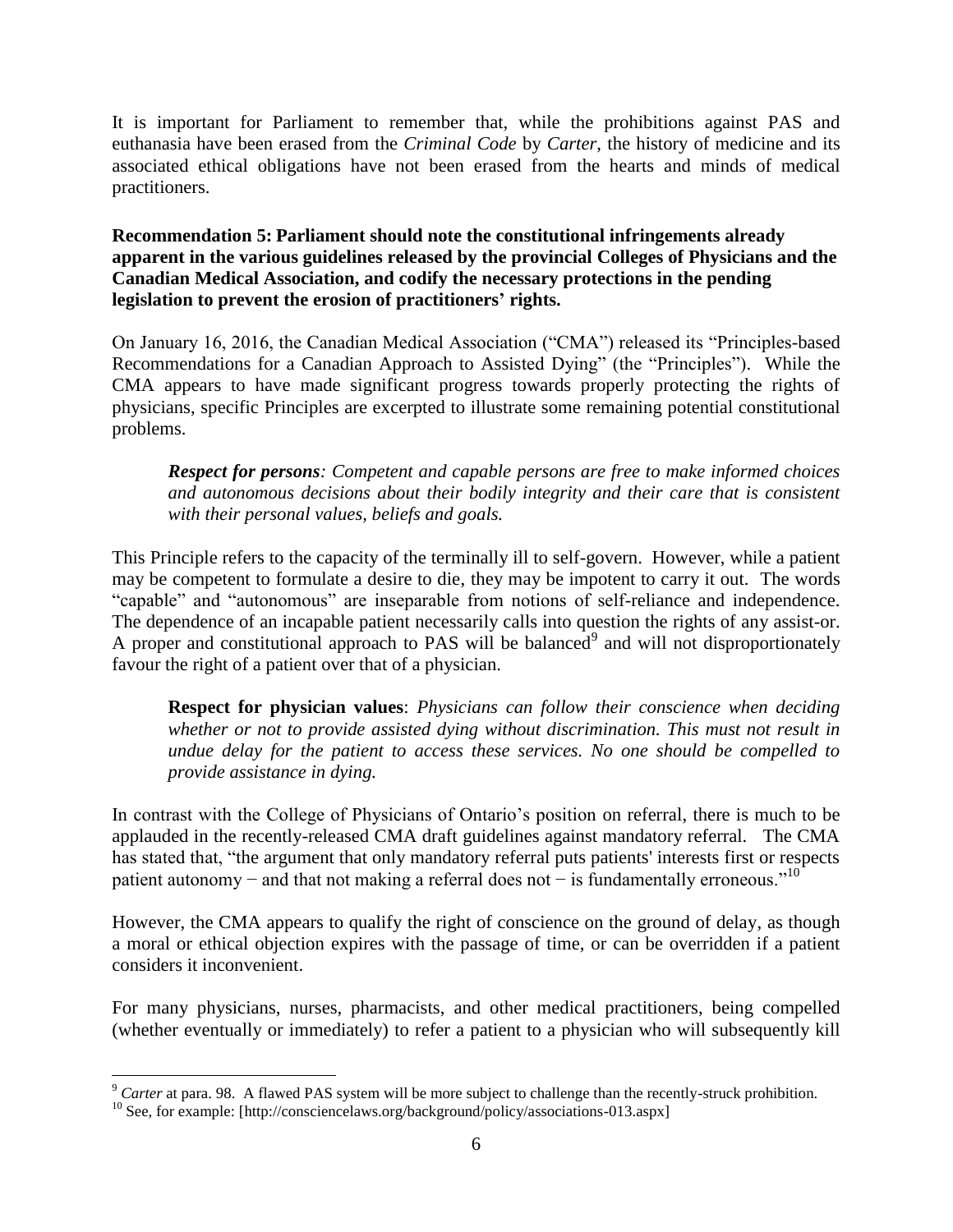It is important for Parliament to remember that, while the prohibitions against PAS and euthanasia have been erased from the *Criminal Code* by *Carter*, the history of medicine and its associated ethical obligations have not been erased from the hearts and minds of medical practitioners.

**Recommendation 5: Parliament should note the constitutional infringements already apparent in the various guidelines released by the provincial Colleges of Physicians and the Canadian Medical Association, and codify the necessary protections in the pending legislation to prevent the erosion of practitioners' rights.**

On January 16, 2016, the Canadian Medical Association ("CMA") released its "Principles-based Recommendations for a Canadian Approach to Assisted Dying" (the "Principles"). While the CMA appears to have made significant progress towards properly protecting the rights of physicians, specific Principles are excerpted to illustrate some remaining potential constitutional problems.

> ***Respect for persons**: Competent and capable persons are free to make informed choices and autonomous decisions about their bodily integrity and their care that is consistent with their personal values, beliefs and goals.*

This Principle refers to the capacity of the terminally ill to self-govern. However, while a patient may be competent to formulate a desire to die, they may be impotent to carry it out. The words "capable" and "autonomous" are inseparable from notions of self-reliance and independence. The dependence of an incapable patient necessarily calls into question the rights of any assist-or. A proper and constitutional approach to PAS will be balanced[9] and will not disproportionately favour the right of a patient over that of a physician.

> **Respect for physician values**: *Physicians can follow their conscience when deciding whether or not to provide assisted dying without discrimination. This must not result in undue delay for the patient to access these services. No one should be compelled to provide assistance in dying.*

In contrast with the College of Physicians of Ontario's position on referral, there is much to be applauded in the recently-released CMA draft guidelines against mandatory referral. The CMA has stated that, "the argument that only mandatory referral puts patients' interests first or respects patient autonomy − and that not making a referral does not − is fundamentally erroneous."[10]

However, the CMA appears to qualify the right of conscience on the ground of delay, as though a moral or ethical objection expires with the passage of time, or can be overridden if a patient considers it inconvenient.

For many physicians, nurses, pharmacists, and other medical practitioners, being compelled (whether eventually or immediately) to refer a patient to a physician who will subsequently kill

---

[9] *Carter* at para. 98. A flawed PAS system will be more subject to challenge than the recently-struck prohibition.

[10] See, for example: [http://consciencelaws.org/background/policy/associations-013.aspx]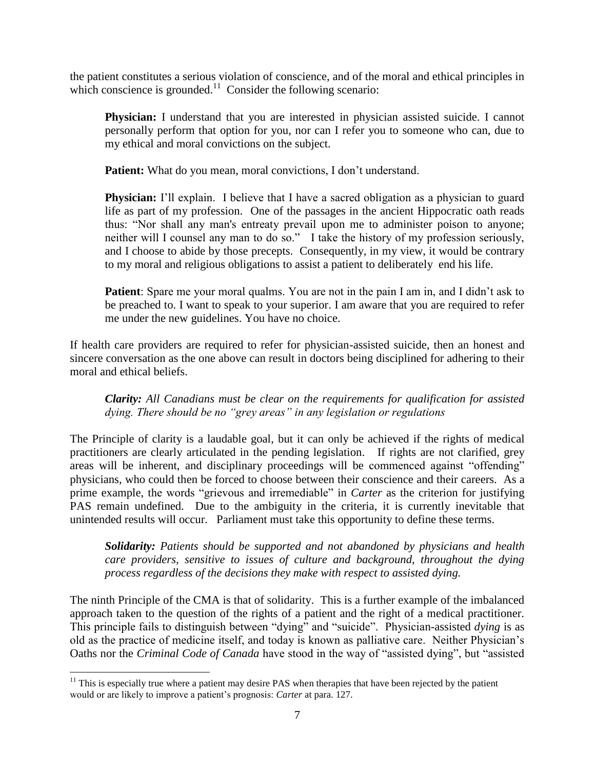the patient constitutes a serious violation of conscience, and of the moral and ethical principles in which conscience is grounded.[11] Consider the following scenario:

> **Physician:** I understand that you are interested in physician assisted suicide. I cannot personally perform that option for you, nor can I refer you to someone who can, due to my ethical and moral convictions on the subject.
>
> **Patient:** What do you mean, moral convictions, I don't understand.
>
> **Physician:** I'll explain. I believe that I have a sacred obligation as a physician to guard life as part of my profession. One of the passages in the ancient Hippocratic oath reads thus: "Nor shall any man's entreaty prevail upon me to administer poison to anyone; neither will I counsel any man to do so." I take the history of my profession seriously, and I choose to abide by those precepts. Consequently, in my view, it would be contrary to my moral and religious obligations to assist a patient to deliberately end his life.
>
> **Patient**: Spare me your moral qualms. You are not in the pain I am in, and I didn't ask to be preached to. I want to speak to your superior. I am aware that you are required to refer me under the new guidelines. You have no choice.

If health care providers are required to refer for physician-assisted suicide, then an honest and sincere conversation as the one above can result in doctors being disciplined for adhering to their moral and ethical beliefs.

> ***Clarity:*** *All Canadians must be clear on the requirements for qualification for assisted dying. There should be no "grey areas" in any legislation or regulations*

The Principle of clarity is a laudable goal, but it can only be achieved if the rights of medical practitioners are clearly articulated in the pending legislation. If rights are not clarified, grey areas will be inherent, and disciplinary proceedings will be commenced against "offending" physicians, who could then be forced to choose between their conscience and their careers. As a prime example, the words "grievous and irremediable" in *Carter* as the criterion for justifying PAS remain undefined. Due to the ambiguity in the criteria, it is currently inevitable that unintended results will occur. Parliament must take this opportunity to define these terms.

> ***Solidarity:*** *Patients should be supported and not abandoned by physicians and health care providers, sensitive to issues of culture and background, throughout the dying process regardless of the decisions they make with respect to assisted dying.*

The ninth Principle of the CMA is that of solidarity. This is a further example of the imbalanced approach taken to the question of the rights of a patient and the right of a medical practitioner. This principle fails to distinguish between "dying" and "suicide". Physician-assisted *dying* is as old as the practice of medicine itself, and today is known as palliative care. Neither Physician's Oaths nor the *Criminal Code of Canada* have stood in the way of "assisted dying", but "assisted

---

[11] This is especially true where a patient may desire PAS when therapies that have been rejected by the patient would or are likely to improve a patient's prognosis: *Carter* at para. 127.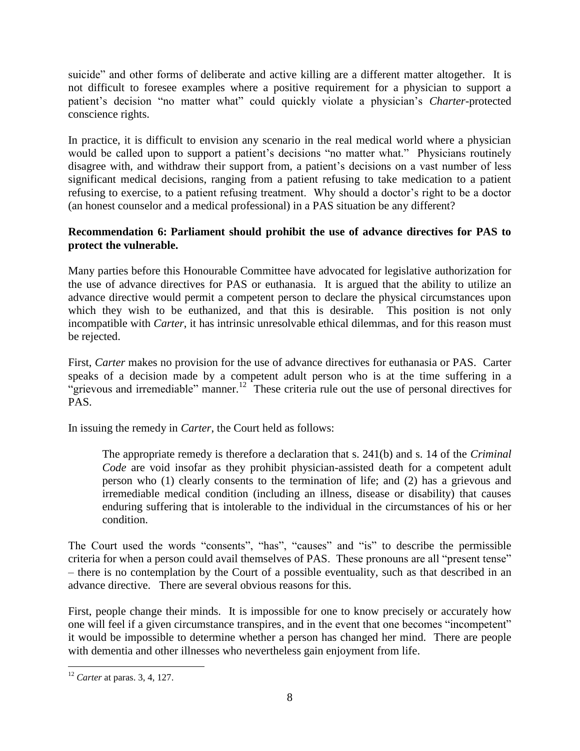suicide" and other forms of deliberate and active killing are a different matter altogether. It is not difficult to foresee examples where a positive requirement for a physician to support a patient's decision "no matter what" could quickly violate a physician's *Charter*-protected conscience rights.

In practice, it is difficult to envision any scenario in the real medical world where a physician would be called upon to support a patient's decisions "no matter what." Physicians routinely disagree with, and withdraw their support from, a patient's decisions on a vast number of less significant medical decisions, ranging from a patient refusing to take medication to a patient refusing to exercise, to a patient refusing treatment. Why should a doctor's right to be a doctor (an honest counselor and a medical professional) in a PAS situation be any different?

**Recommendation 6: Parliament should prohibit the use of advance directives for PAS to protect the vulnerable.**

Many parties before this Honourable Committee have advocated for legislative authorization for the use of advance directives for PAS or euthanasia. It is argued that the ability to utilize an advance directive would permit a competent person to declare the physical circumstances upon which they wish to be euthanized, and that this is desirable. This position is not only incompatible with *Carter*, it has intrinsic unresolvable ethical dilemmas, and for this reason must be rejected.

First, *Carter* makes no provision for the use of advance directives for euthanasia or PAS. Carter speaks of a decision made by a competent adult person who is at the time suffering in a "grievous and irremediable" manner.[12] These criteria rule out the use of personal directives for PAS.

In issuing the remedy in *Carter*, the Court held as follows:

> The appropriate remedy is therefore a declaration that s. 241(b) and s. 14 of the *Criminal Code* are void insofar as they prohibit physician-assisted death for a competent adult person who (1) clearly consents to the termination of life; and (2) has a grievous and irremediable medical condition (including an illness, disease or disability) that causes enduring suffering that is intolerable to the individual in the circumstances of his or her condition.

The Court used the words "consents", "has", "causes" and "is" to describe the permissible criteria for when a person could avail themselves of PAS. These pronouns are all "present tense" – there is no contemplation by the Court of a possible eventuality, such as that described in an advance directive. There are several obvious reasons for this.

First, people change their minds. It is impossible for one to know precisely or accurately how one will feel if a given circumstance transpires, and in the event that one becomes "incompetent" it would be impossible to determine whether a person has changed her mind. There are people with dementia and other illnesses who nevertheless gain enjoyment from life.

---

[12] *Carter* at paras. 3, 4, 127.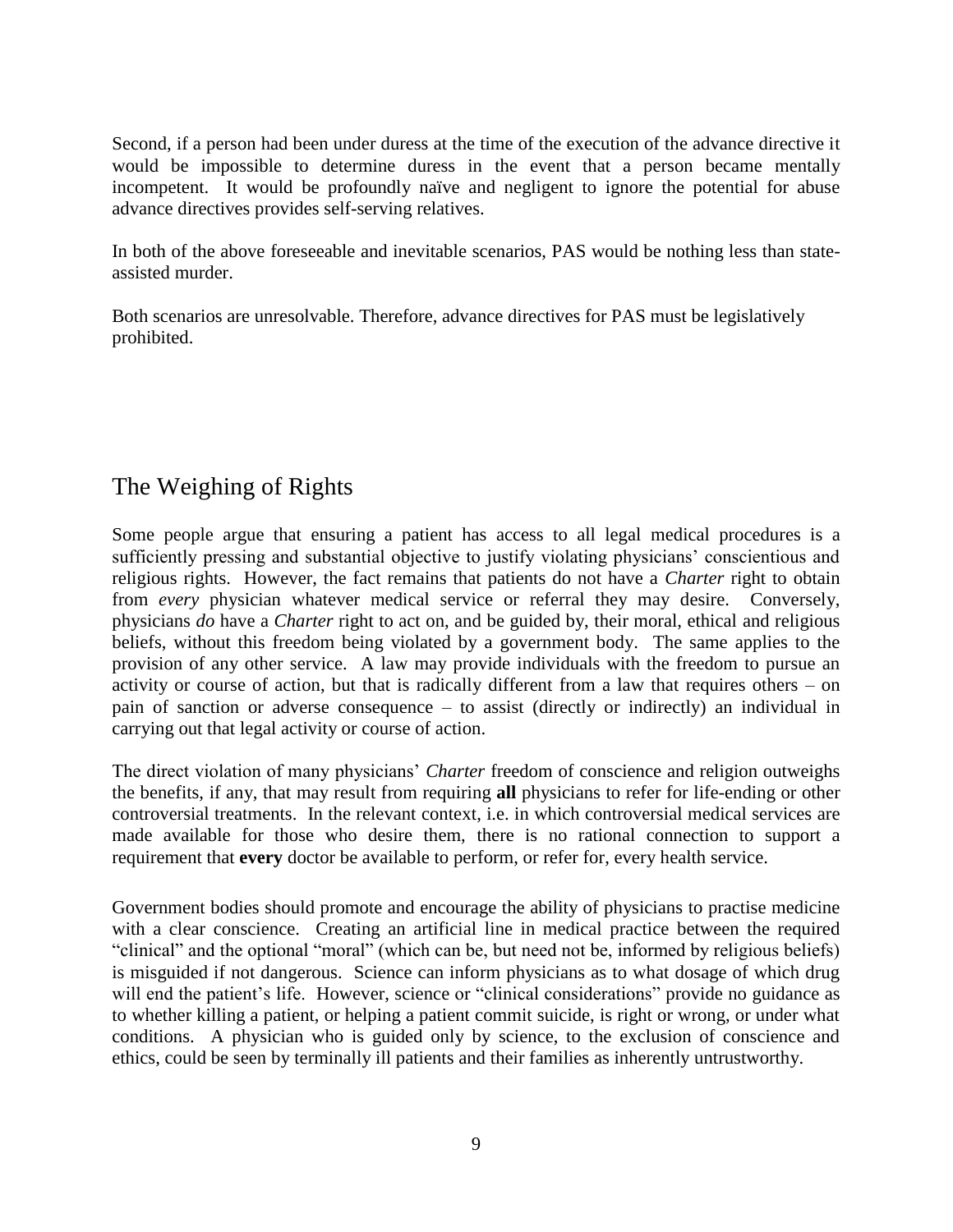Second, if a person had been under duress at the time of the execution of the advance directive it would be impossible to determine duress in the event that a person became mentally incompetent. It would be profoundly naïve and negligent to ignore the potential for abuse advance directives provides self-serving relatives.

In both of the above foreseeable and inevitable scenarios, PAS would be nothing less than state-assisted murder.

Both scenarios are unresolvable. Therefore, advance directives for PAS must be legislatively prohibited.

## The Weighing of Rights

Some people argue that ensuring a patient has access to all legal medical procedures is a sufficiently pressing and substantial objective to justify violating physicians' conscientious and religious rights. However, the fact remains that patients do not have a *Charter* right to obtain from *every* physician whatever medical service or referral they may desire. Conversely, physicians *do* have a *Charter* right to act on, and be guided by, their moral, ethical and religious beliefs, without this freedom being violated by a government body. The same applies to the provision of any other service. A law may provide individuals with the freedom to pursue an activity or course of action, but that is radically different from a law that requires others – on pain of sanction or adverse consequence – to assist (directly or indirectly) an individual in carrying out that legal activity or course of action.

The direct violation of many physicians' *Charter* freedom of conscience and religion outweighs the benefits, if any, that may result from requiring **all** physicians to refer for life-ending or other controversial treatments. In the relevant context, i.e. in which controversial medical services are made available for those who desire them, there is no rational connection to support a requirement that **every** doctor be available to perform, or refer for, every health service.

Government bodies should promote and encourage the ability of physicians to practise medicine with a clear conscience. Creating an artificial line in medical practice between the required "clinical" and the optional "moral" (which can be, but need not be, informed by religious beliefs) is misguided if not dangerous. Science can inform physicians as to what dosage of which drug will end the patient's life. However, science or "clinical considerations" provide no guidance as to whether killing a patient, or helping a patient commit suicide, is right or wrong, or under what conditions. A physician who is guided only by science, to the exclusion of conscience and ethics, could be seen by terminally ill patients and their families as inherently untrustworthy.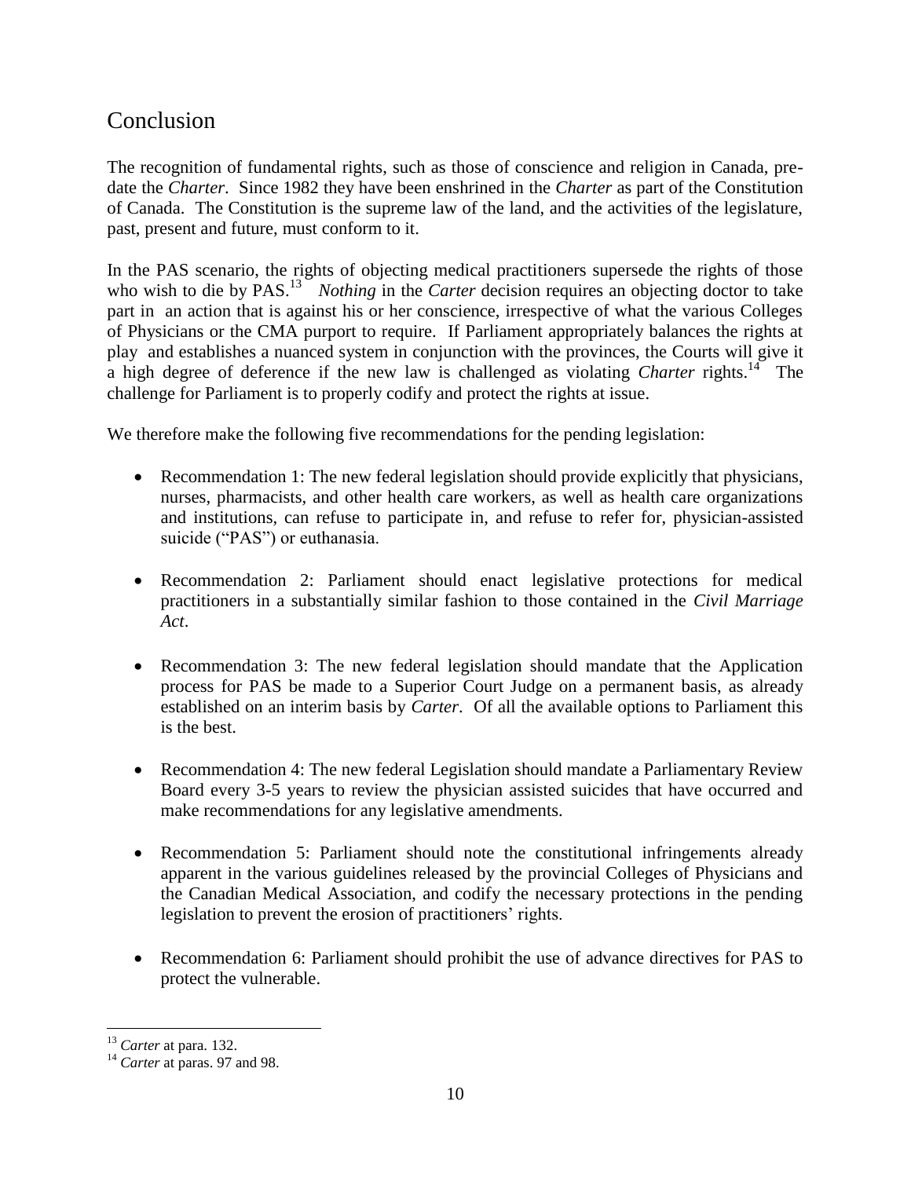## Conclusion

The recognition of fundamental rights, such as those of conscience and religion in Canada, predate the *Charter*. Since 1982 they have been enshrined in the *Charter* as part of the Constitution of Canada. The Constitution is the supreme law of the land, and the activities of the legislature, past, present and future, must conform to it.

In the PAS scenario, the rights of objecting medical practitioners supersede the rights of those who wish to die by PAS.[13] *Nothing* in the *Carter* decision requires an objecting doctor to take part in an action that is against his or her conscience, irrespective of what the various Colleges of Physicians or the CMA purport to require. If Parliament appropriately balances the rights at play and establishes a nuanced system in conjunction with the provinces, the Courts will give it a high degree of deference if the new law is challenged as violating *Charter* rights.[14] The challenge for Parliament is to properly codify and protect the rights at issue.

We therefore make the following five recommendations for the pending legislation:

- Recommendation 1: The new federal legislation should provide explicitly that physicians, nurses, pharmacists, and other health care workers, as well as health care organizations and institutions, can refuse to participate in, and refuse to refer for, physician-assisted suicide ("PAS") or euthanasia.
- Recommendation 2: Parliament should enact legislative protections for medical practitioners in a substantially similar fashion to those contained in the *Civil Marriage Act*.
- Recommendation 3: The new federal legislation should mandate that the Application process for PAS be made to a Superior Court Judge on a permanent basis, as already established on an interim basis by *Carter*. Of all the available options to Parliament this is the best.
- Recommendation 4: The new federal Legislation should mandate a Parliamentary Review Board every 3-5 years to review the physician assisted suicides that have occurred and make recommendations for any legislative amendments.
- Recommendation 5: Parliament should note the constitutional infringements already apparent in the various guidelines released by the provincial Colleges of Physicians and the Canadian Medical Association, and codify the necessary protections in the pending legislation to prevent the erosion of practitioners' rights.
- Recommendation 6: Parliament should prohibit the use of advance directives for PAS to protect the vulnerable.

---

[13] *Carter* at para. 132.

[14] *Carter* at paras. 97 and 98.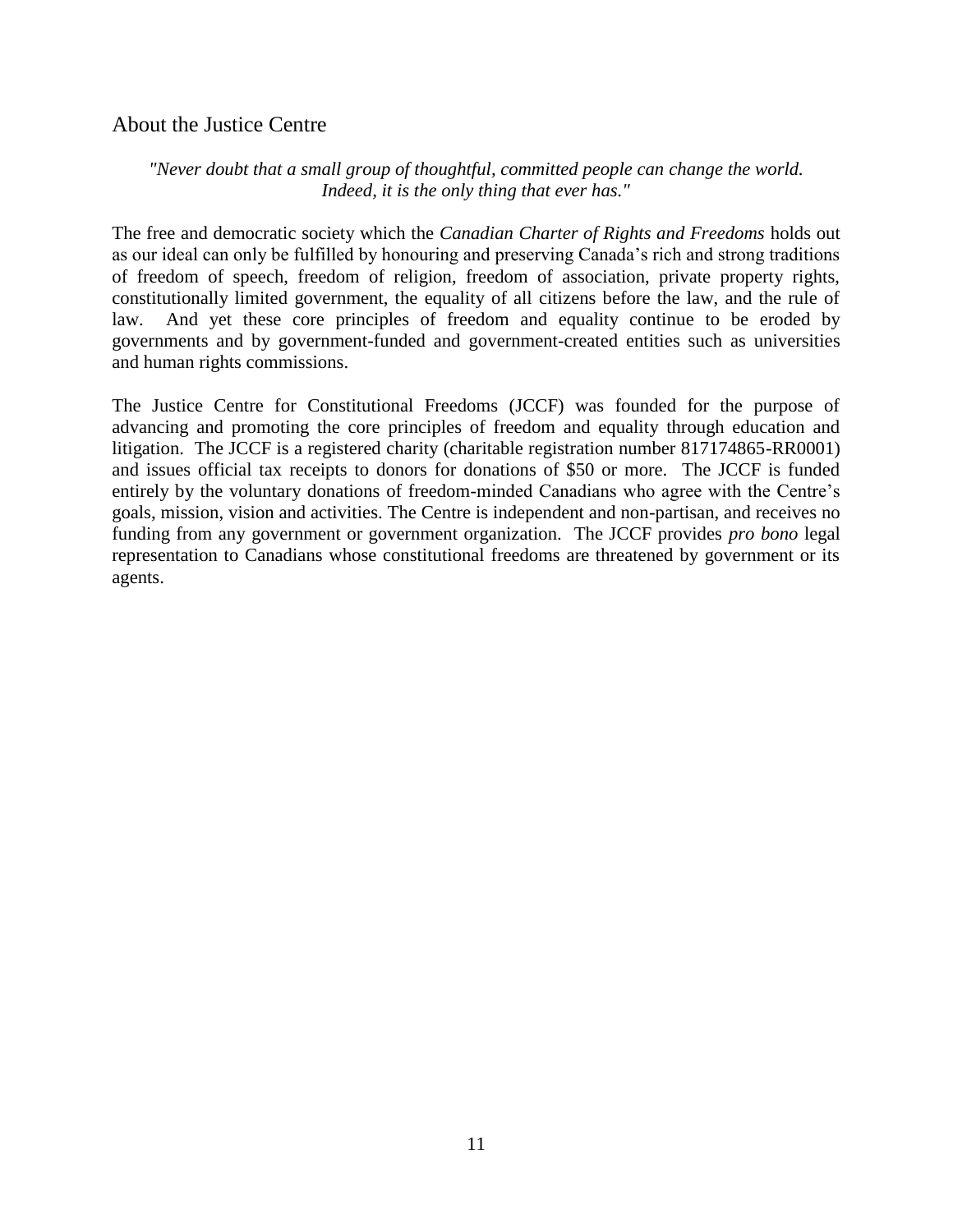## About the Justice Centre

*"Never doubt that a small group of thoughtful, committed people can change the world. Indeed, it is the only thing that ever has."*

The free and democratic society which the *Canadian Charter of Rights and Freedoms* holds out as our ideal can only be fulfilled by honouring and preserving Canada's rich and strong traditions of freedom of speech, freedom of religion, freedom of association, private property rights, constitutionally limited government, the equality of all citizens before the law, and the rule of law. And yet these core principles of freedom and equality continue to be eroded by governments and by government-funded and government-created entities such as universities and human rights commissions.

The Justice Centre for Constitutional Freedoms (JCCF) was founded for the purpose of advancing and promoting the core principles of freedom and equality through education and litigation. The JCCF is a registered charity (charitable registration number 817174865-RR0001) and issues official tax receipts to donors for donations of $50 or more. The JCCF is funded entirely by the voluntary donations of freedom-minded Canadians who agree with the Centre's goals, mission, vision and activities. The Centre is independent and non-partisan, and receives no funding from any government or government organization. The JCCF provides *pro bono* legal representation to Canadians whose constitutional freedoms are threatened by government or its agents.